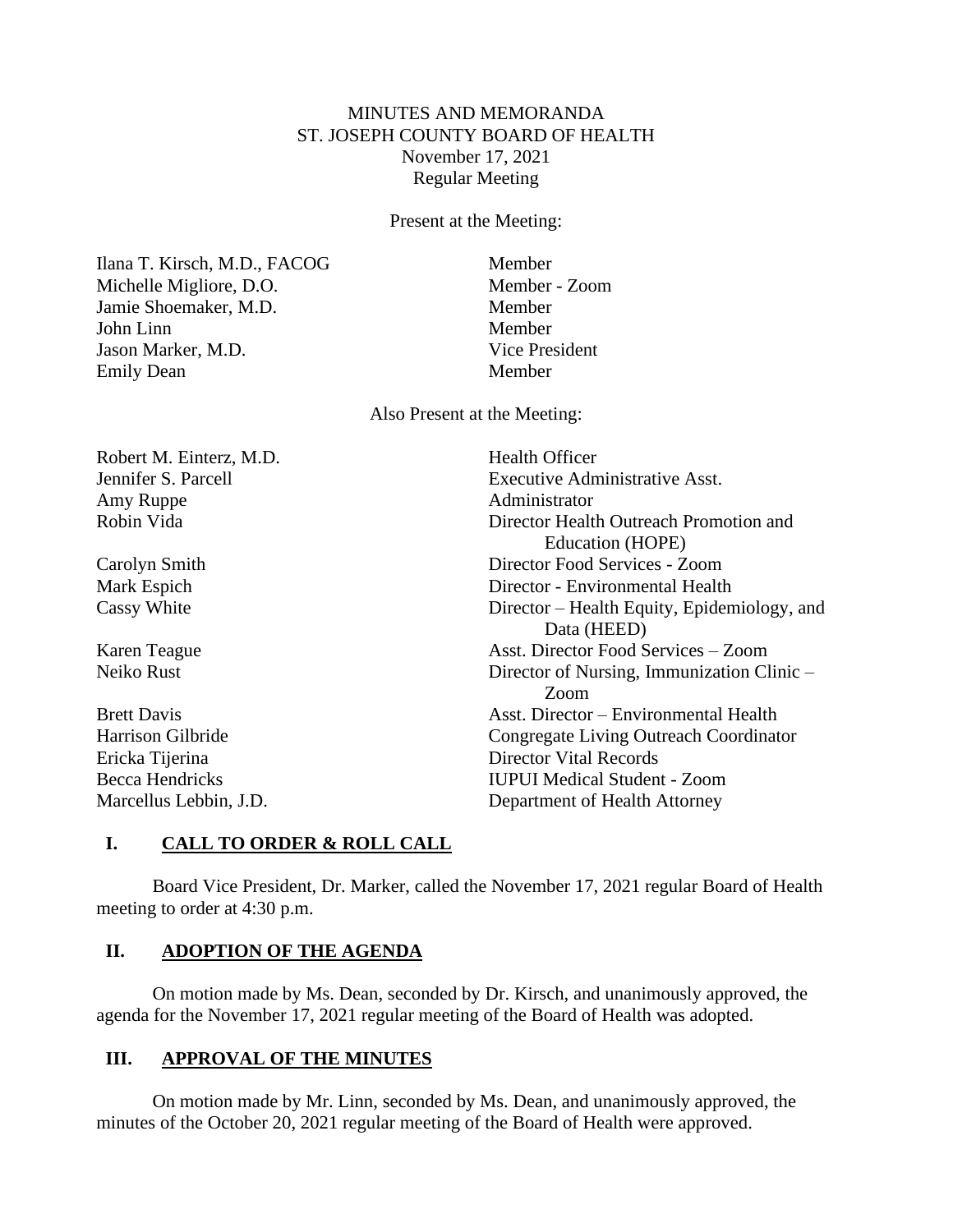MINUTES AND MEMORANDA
ST. JOSEPH COUNTY BOARD OF HEALTH
November 17, 2021
Regular Meeting

Present at the Meeting:

| | |
|---|---|
| Ilana T. Kirsch, M.D., FACOG | Member |
| Michelle Migliore, D.O. | Member - Zoom |
| Jamie Shoemaker, M.D. | Member |
| John Linn | Member |
| Jason Marker, M.D. | Vice President |
| Emily Dean | Member |

Also Present at the Meeting:

| | |
|---|---|
| Robert M. Einterz, M.D. | Health Officer |
| Jennifer S. Parcell | Executive Administrative Asst. |
| Amy Ruppe | Administrator |
| Robin Vida | Director Health Outreach Promotion and Education (HOPE) |
| Carolyn Smith | Director Food Services - Zoom |
| Mark Espich | Director - Environmental Health |
| Cassy White | Director – Health Equity, Epidemiology, and Data (HEED) |
| Karen Teague | Asst. Director Food Services – Zoom |
| Neiko Rust | Director of Nursing, Immunization Clinic – Zoom |
| Brett Davis | Asst. Director – Environmental Health |
| Harrison Gilbride | Congregate Living Outreach Coordinator |
| Ericka Tijerina | Director Vital Records |
| Becca Hendricks | IUPUI Medical Student - Zoom |
| Marcellus Lebbin, J.D. | Department of Health Attorney |

## I. CALL TO ORDER & ROLL CALL

Board Vice President, Dr. Marker, called the November 17, 2021 regular Board of Health meeting to order at 4:30 p.m.

## II. ADOPTION OF THE AGENDA

On motion made by Ms. Dean, seconded by Dr. Kirsch, and unanimously approved, the agenda for the November 17, 2021 regular meeting of the Board of Health was adopted.

## III. APPROVAL OF THE MINUTES

On motion made by Mr. Linn, seconded by Ms. Dean, and unanimously approved, the minutes of the October 20, 2021 regular meeting of the Board of Health were approved.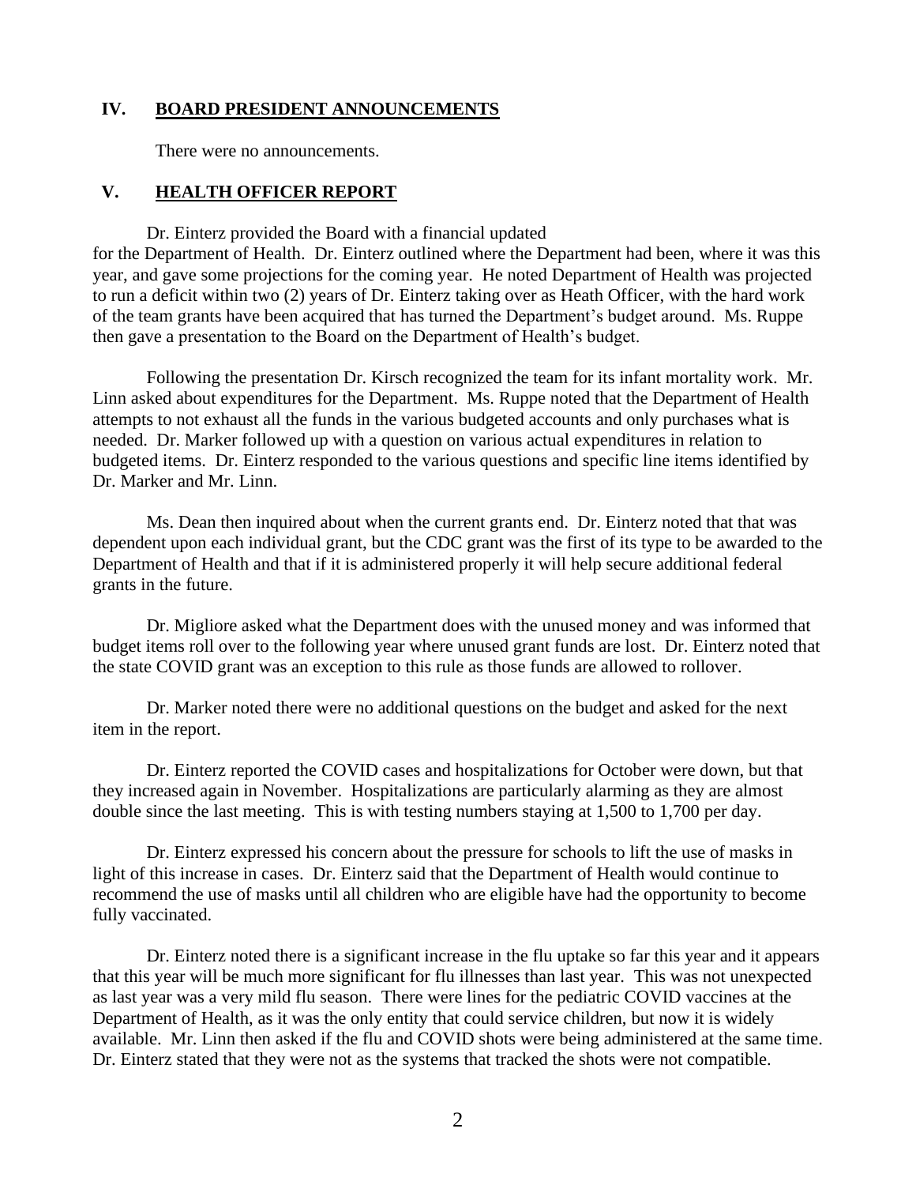## IV. BOARD PRESIDENT ANNOUNCEMENTS

There were no announcements.

## V. HEALTH OFFICER REPORT

Dr. Einterz provided the Board with a financial updated for the Department of Health. Dr. Einterz outlined where the Department had been, where it was this year, and gave some projections for the coming year. He noted Department of Health was projected to run a deficit within two (2) years of Dr. Einterz taking over as Heath Officer, with the hard work of the team grants have been acquired that has turned the Department's budget around. Ms. Ruppe then gave a presentation to the Board on the Department of Health's budget.

Following the presentation Dr. Kirsch recognized the team for its infant mortality work. Mr. Linn asked about expenditures for the Department. Ms. Ruppe noted that the Department of Health attempts to not exhaust all the funds in the various budgeted accounts and only purchases what is needed. Dr. Marker followed up with a question on various actual expenditures in relation to budgeted items. Dr. Einterz responded to the various questions and specific line items identified by Dr. Marker and Mr. Linn.

Ms. Dean then inquired about when the current grants end. Dr. Einterz noted that that was dependent upon each individual grant, but the CDC grant was the first of its type to be awarded to the Department of Health and that if it is administered properly it will help secure additional federal grants in the future.

Dr. Migliore asked what the Department does with the unused money and was informed that budget items roll over to the following year where unused grant funds are lost. Dr. Einterz noted that the state COVID grant was an exception to this rule as those funds are allowed to rollover.

Dr. Marker noted there were no additional questions on the budget and asked for the next item in the report.

Dr. Einterz reported the COVID cases and hospitalizations for October were down, but that they increased again in November. Hospitalizations are particularly alarming as they are almost double since the last meeting. This is with testing numbers staying at 1,500 to 1,700 per day.

Dr. Einterz expressed his concern about the pressure for schools to lift the use of masks in light of this increase in cases. Dr. Einterz said that the Department of Health would continue to recommend the use of masks until all children who are eligible have had the opportunity to become fully vaccinated.

Dr. Einterz noted there is a significant increase in the flu uptake so far this year and it appears that this year will be much more significant for flu illnesses than last year. This was not unexpected as last year was a very mild flu season. There were lines for the pediatric COVID vaccines at the Department of Health, as it was the only entity that could service children, but now it is widely available. Mr. Linn then asked if the flu and COVID shots were being administered at the same time. Dr. Einterz stated that they were not as the systems that tracked the shots were not compatible.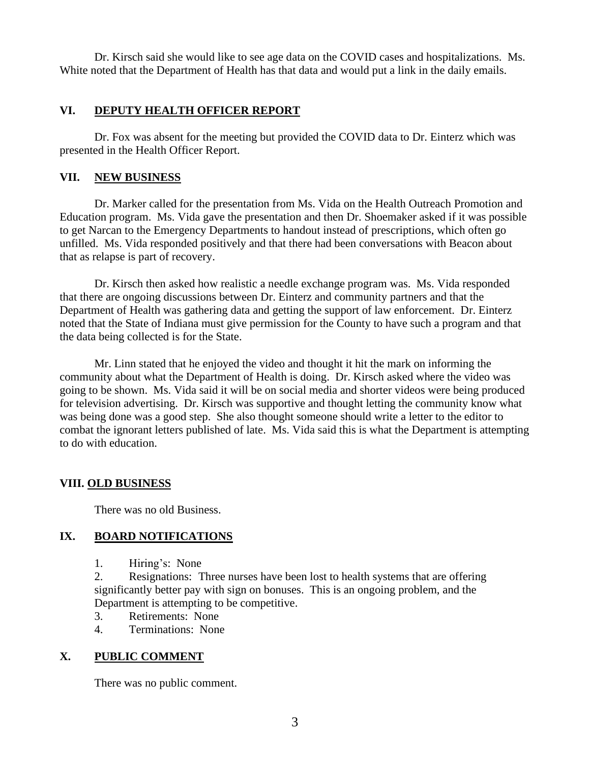Dr. Kirsch said she would like to see age data on the COVID cases and hospitalizations. Ms. White noted that the Department of Health has that data and would put a link in the daily emails.

## VI. DEPUTY HEALTH OFFICER REPORT

Dr. Fox was absent for the meeting but provided the COVID data to Dr. Einterz which was presented in the Health Officer Report.

## VII. NEW BUSINESS

Dr. Marker called for the presentation from Ms. Vida on the Health Outreach Promotion and Education program. Ms. Vida gave the presentation and then Dr. Shoemaker asked if it was possible to get Narcan to the Emergency Departments to handout instead of prescriptions, which often go unfilled. Ms. Vida responded positively and that there had been conversations with Beacon about that as relapse is part of recovery.

Dr. Kirsch then asked how realistic a needle exchange program was. Ms. Vida responded that there are ongoing discussions between Dr. Einterz and community partners and that the Department of Health was gathering data and getting the support of law enforcement. Dr. Einterz noted that the State of Indiana must give permission for the County to have such a program and that the data being collected is for the State.

Mr. Linn stated that he enjoyed the video and thought it hit the mark on informing the community about what the Department of Health is doing. Dr. Kirsch asked where the video was going to be shown. Ms. Vida said it will be on social media and shorter videos were being produced for television advertising. Dr. Kirsch was supportive and thought letting the community know what was being done was a good step. She also thought someone should write a letter to the editor to combat the ignorant letters published of late. Ms. Vida said this is what the Department is attempting to do with education.

## VIII. OLD BUSINESS

There was no old Business.

## IX. BOARD NOTIFICATIONS

1. Hiring's: None
2. Resignations: Three nurses have been lost to health systems that are offering significantly better pay with sign on bonuses. This is an ongoing problem, and the Department is attempting to be competitive.
3. Retirements: None
4. Terminations: None

## X. PUBLIC COMMENT

There was no public comment.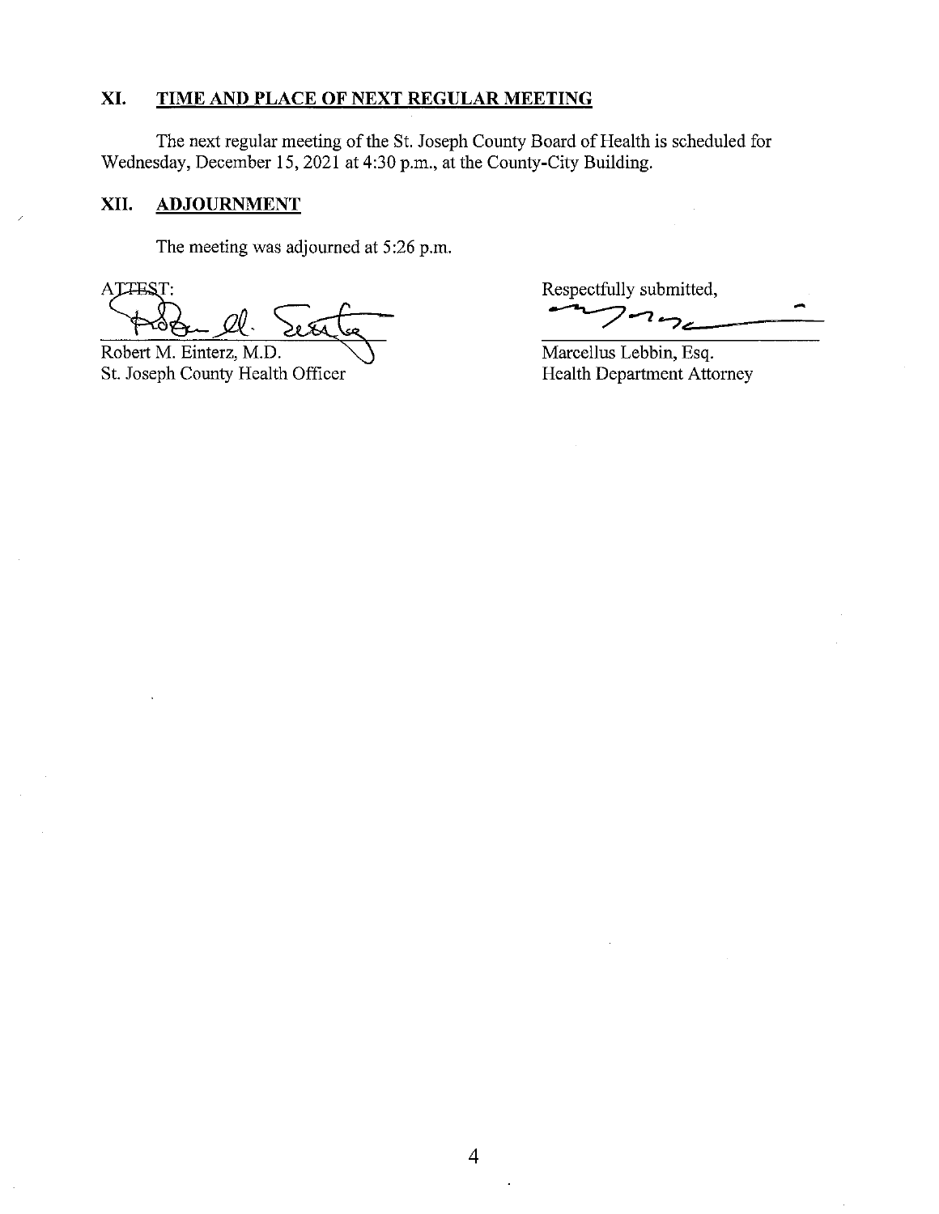## XI. TIME AND PLACE OF NEXT REGULAR MEETING

The next regular meeting of the St. Joseph County Board of Health is scheduled for Wednesday, December 15, 2021 at 4:30 p.m., at the County-City Building.

## XII. ADJOURNMENT

The meeting was adjourned at 5:26 p.m.

ATTEST:

Robert M. Einterz, M.D.
St. Joseph County Health Officer

Respectfully submitted,

Marcellus Lebbin, Esq.
Health Department Attorney